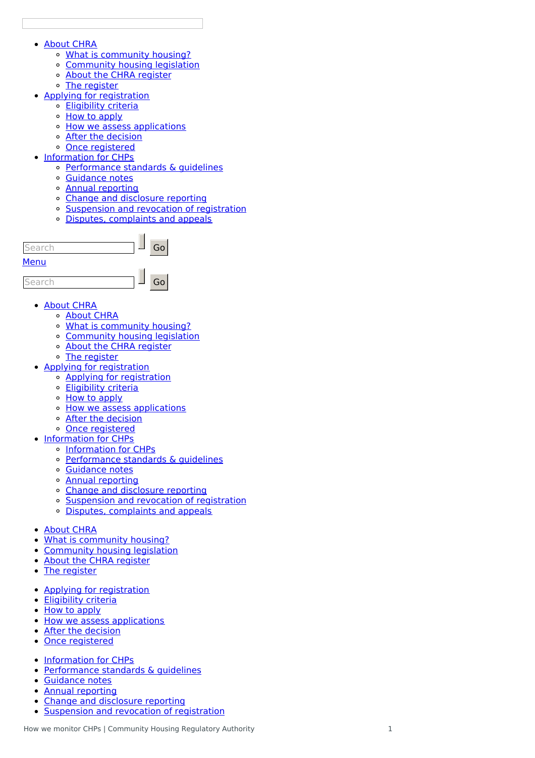- About CHRA
    - What is community housing?
    - Community housing legislation
    - About the CHRA register
    - The register
- Applying for registration
    - Eligibility criteria
    - How to apply
    - How we assess applications
    - After the decision
    - Once registered
- Information for CHPs
    - Performance standards & guidelines
    - Guidance notes
    - Annual reporting
    - Change and disclosure reporting
    - Suspension and revocation of registration
    - Disputes, complaints and appeals

Search Go

Menu

Search Go

- About CHRA
    - About CHRA
    - What is community housing?
    - Community housing legislation
    - About the CHRA register
    - The register
- Applying for registration
    - Applying for registration
    - Eligibility criteria
    - How to apply
    - How we assess applications
    - After the decision
    - Once registered
- Information for CHPs
    - Information for CHPs
    - Performance standards & guidelines
    - Guidance notes
    - Annual reporting
    - Change and disclosure reporting
    - Suspension and revocation of registration
    - Disputes, complaints and appeals

- About CHRA
- What is community housing?
- Community housing legislation
- About the CHRA register
- The register

- Applying for registration
- Eligibility criteria
- How to apply
- How we assess applications
- After the decision
- Once registered

- Information for CHPs
- Performance standards & guidelines
- Guidance notes
- Annual reporting
- Change and disclosure reporting
- Suspension and revocation of registration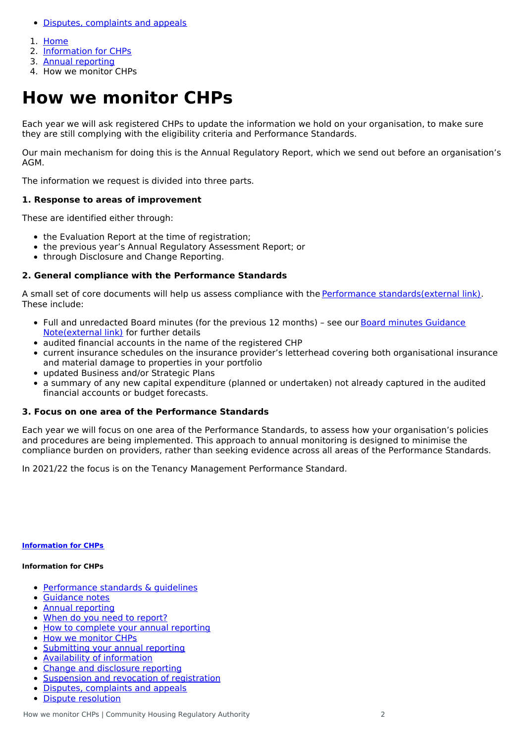- [Disputes, complaints and appeals]()

1. [Home]()
2. [Information for CHPs]()
3. [Annual reporting]()
4. How we monitor CHPs

# How we monitor CHPs

Each year we will ask registered CHPs to update the information we hold on your organisation, to make sure they are still complying with the eligibility criteria and Performance Standards.

Our main mechanism for doing this is the Annual Regulatory Report, which we send out before an organisation's AGM.

The information we request is divided into three parts.

#### 1. Response to areas of improvement

These are identified either through:

- the Evaluation Report at the time of registration;
- the previous year's Annual Regulatory Assessment Report; or
- through Disclosure and Change Reporting.

#### 2. General compliance with the Performance Standards

A small set of core documents will help us assess compliance with the [Performance standards(external link)](). These include:

- Full and unredacted Board minutes (for the previous 12 months) – see our [Board minutes Guidance Note(external link)]() for further details
- audited financial accounts in the name of the registered CHP
- current insurance schedules on the insurance provider's letterhead covering both organisational insurance and material damage to properties in your portfolio
- updated Business and/or Strategic Plans
- a summary of any new capital expenditure (planned or undertaken) not already captured in the audited financial accounts or budget forecasts.

#### 3. Focus on one area of the Performance Standards

Each year we will focus on one area of the Performance Standards, to assess how your organisation's policies and procedures are being implemented. This approach to annual monitoring is designed to minimise the compliance burden on providers, rather than seeking evidence across all areas of the Performance Standards.

In 2021/22 the focus is on the Tenancy Management Performance Standard.

**[Information for CHPs]()**

**Information for CHPs**

- [Performance standards & guidelines]()
- [Guidance notes]()
- [Annual reporting]()
- [When do you need to report?]()
- [How to complete your annual reporting]()
- [How we monitor CHPs]()
- [Submitting your annual reporting]()
- [Availability of information]()
- [Change and disclosure reporting]()
- [Suspension and revocation of registration]()
- [Disputes, complaints and appeals]()
- [Dispute resolution]()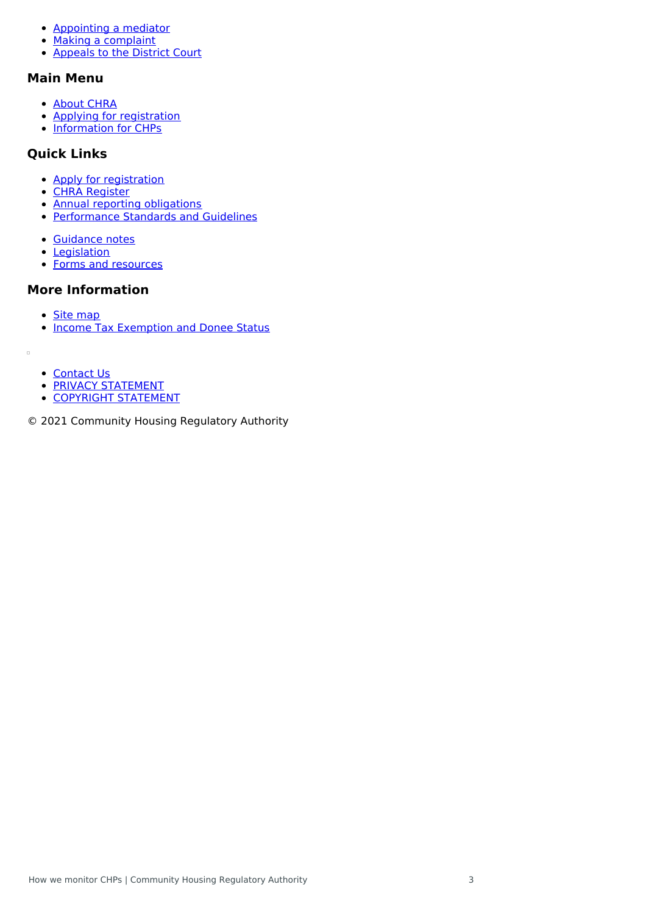- Appointing a mediator
- Making a complaint
- Appeals to the District Court

### Main Menu

- About CHRA
- Applying for registration
- Information for CHPs

### Quick Links

- Apply for registration
- CHRA Register
- Annual reporting obligations
- Performance Standards and Guidelines

- Guidance notes
- Legislation
- Forms and resources

### More Information

- Site map
- Income Tax Exemption and Donee Status

- Contact Us
- PRIVACY STATEMENT
- COPYRIGHT STATEMENT

© 2021 Community Housing Regulatory Authority